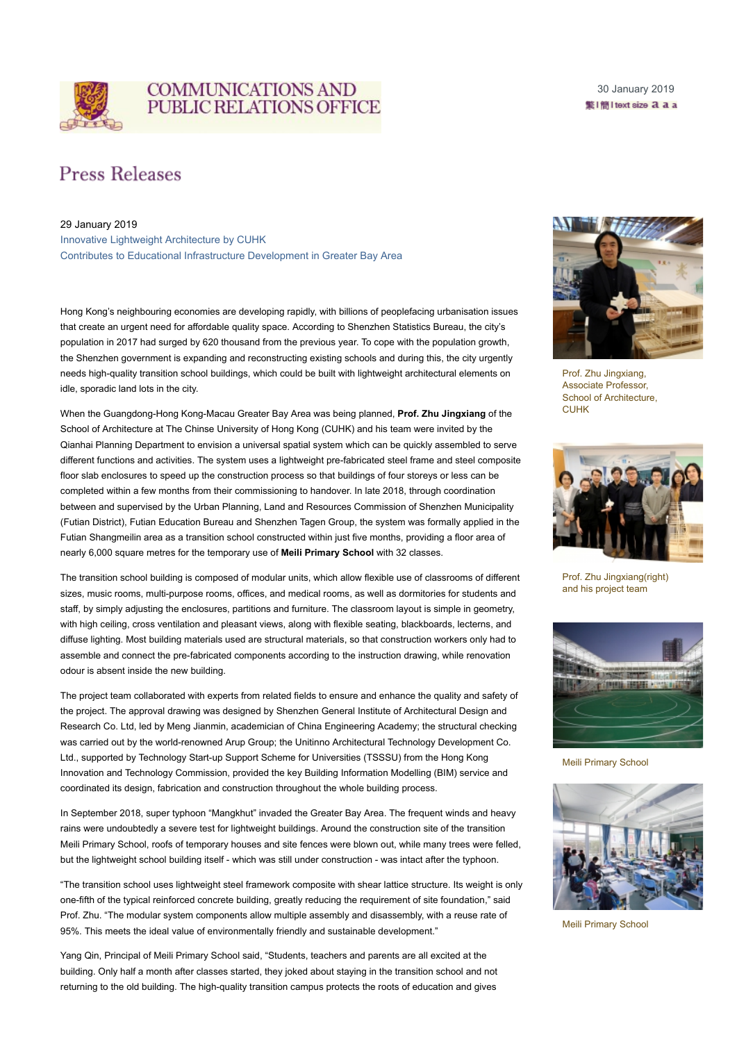# COMMUNICATIONS AND PUBLIC RELATIONS OFFICE

30 January 2019

## Press Releases

29 January 2019

**Innovative Lightweight Architecture by CUHK Contributes to Educational Infrastructure Development in Greater Bay Area**

Hong Kong's neighbouring economies are developing rapidly, with billions of peoplefacing urbanisation issues that create an urgent need for affordable quality space. According to Shenzhen Statistics Bureau, the city's population in 2017 had surged by 620 thousand from the previous year. To cope with the population growth, the Shenzhen government is expanding and reconstructing existing schools and during this, the city urgently needs high-quality transition school buildings, which could be built with lightweight architectural elements on idle, sporadic land lots in the city.

When the Guangdong-Hong Kong-Macau Greater Bay Area was being planned, **Prof. Zhu Jingxiang** of the School of Architecture at The Chinse University of Hong Kong (CUHK) and his team were invited by the Qianhai Planning Department to envision a universal spatial system which can be quickly assembled to serve different functions and activities. The system uses a lightweight pre-fabricated steel frame and steel composite floor slab enclosures to speed up the construction process so that buildings of four storeys or less can be completed within a few months from their commissioning to handover. In late 2018, through coordination between and supervised by the Urban Planning, Land and Resources Commission of Shenzhen Municipality (Futian District), Futian Education Bureau and Shenzhen Tagen Group, the system was formally applied in the Futian Shangmeilin area as a transition school constructed within just five months, providing a floor area of nearly 6,000 square metres for the temporary use of **Meili Primary School** with 32 classes.

The transition school building is composed of modular units, which allow flexible use of classrooms of different sizes, music rooms, multi-purpose rooms, offices, and medical rooms, as well as dormitories for students and staff, by simply adjusting the enclosures, partitions and furniture. The classroom layout is simple in geometry, with high ceiling, cross ventilation and pleasant views, along with flexible seating, blackboards, lecterns, and diffuse lighting. Most building materials used are structural materials, so that construction workers only had to assemble and connect the pre-fabricated components according to the instruction drawing, while renovation odour is absent inside the new building.

The project team collaborated with experts from related fields to ensure and enhance the quality and safety of the project. The approval drawing was designed by Shenzhen General Institute of Architectural Design and Research Co. Ltd, led by Meng Jianmin, academician of China Engineering Academy; the structural checking was carried out by the world-renowned Arup Group; the Unitinno Architectural Technology Development Co. Ltd., supported by Technology Start-up Support Scheme for Universities (TSSSU) from the Hong Kong Innovation and Technology Commission, provided the key Building Information Modelling (BIM) service and coordinated its design, fabrication and construction throughout the whole building process.

In September 2018, super typhoon "Mangkhut" invaded the Greater Bay Area. The frequent winds and heavy rains were undoubtedly a severe test for lightweight buildings. Around the construction site of the transition Meili Primary School, roofs of temporary houses and site fences were blown out, while many trees were felled, but the lightweight school building itself - which was still under construction - was intact after the typhoon.

"The transition school uses lightweight steel framework composite with shear lattice structure. Its weight is only one-fifth of the typical reinforced concrete building, greatly reducing the requirement of site foundation," said Prof. Zhu. "The modular system components allow multiple assembly and disassembly, with a reuse rate of 95%. This meets the ideal value of environmentally friendly and sustainable development."

Yang Qin, Principal of Meili Primary School said, "Students, teachers and parents are all excited at the building. Only half a month after classes started, they joked about staying in the transition school and not returning to the old building. The high-quality transition campus protects the roots of education and gives

Prof. Zhu Jingxiang, Associate Professor, School of Architecture, CUHK

Prof. Zhu Jingxiang(right) and his project team

Meili Primary School

Meili Primary School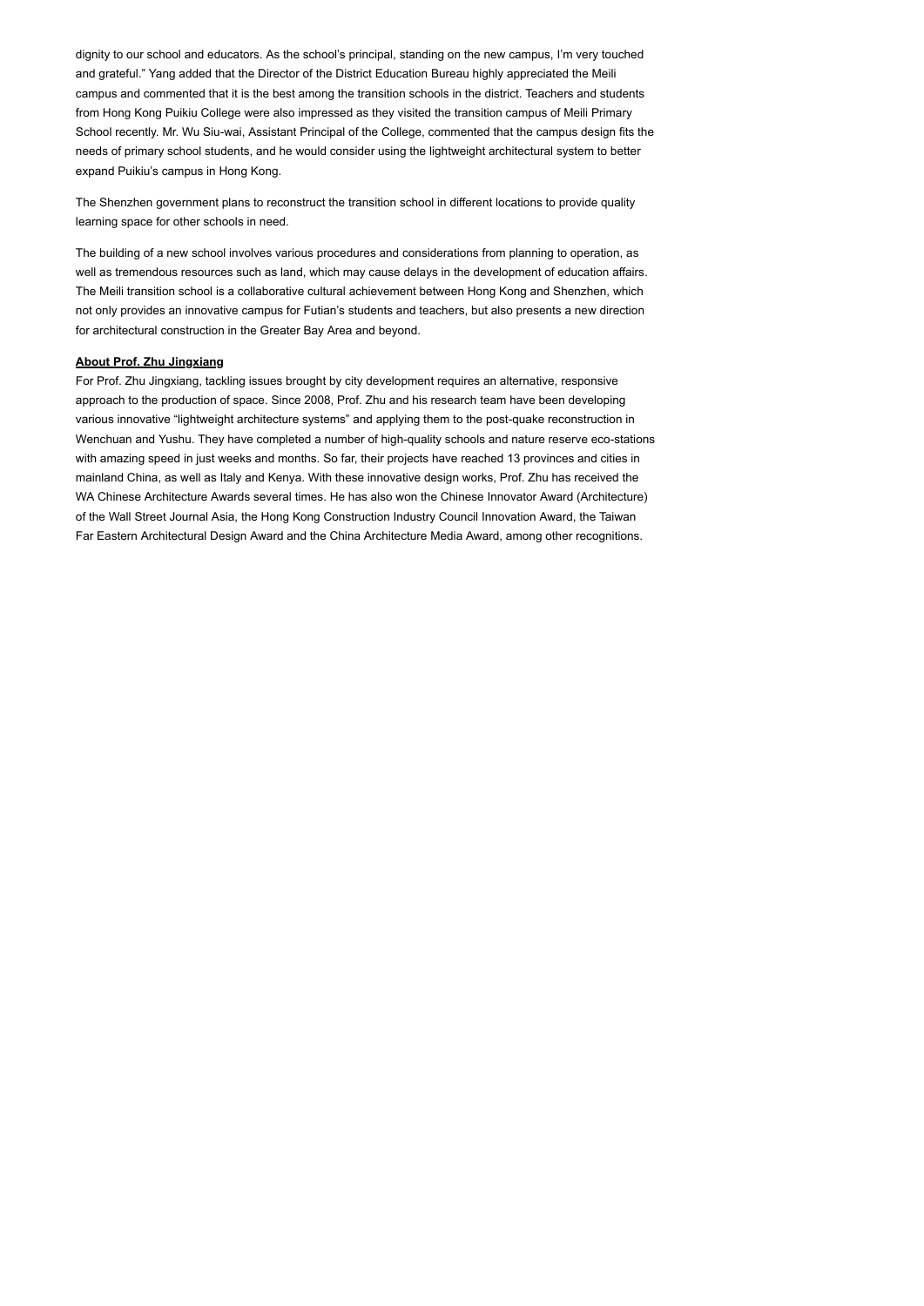dignity to our school and educators. As the school's principal, standing on the new campus, I'm very touched and grateful." Yang added that the Director of the District Education Bureau highly appreciated the Meili campus and commented that it is the best among the transition schools in the district. Teachers and students from Hong Kong Puikiu College were also impressed as they visited the transition campus of Meili Primary School recently. Mr. Wu Siu-wai, Assistant Principal of the College, commented that the campus design fits the needs of primary school students, and he would consider using the lightweight architectural system to better expand Puikiu's campus in Hong Kong.

The Shenzhen government plans to reconstruct the transition school in different locations to provide quality learning space for other schools in need.

The building of a new school involves various procedures and considerations from planning to operation, as well as tremendous resources such as land, which may cause delays in the development of education affairs. The Meili transition school is a collaborative cultural achievement between Hong Kong and Shenzhen, which not only provides an innovative campus for Futian's students and teachers, but also presents a new direction for architectural construction in the Greater Bay Area and beyond.

**About Prof. Zhu Jingxiang**

For Prof. Zhu Jingxiang, tackling issues brought by city development requires an alternative, responsive approach to the production of space. Since 2008, Prof. Zhu and his research team have been developing various innovative "lightweight architecture systems" and applying them to the post-quake reconstruction in Wenchuan and Yushu. They have completed a number of high-quality schools and nature reserve eco-stations with amazing speed in just weeks and months. So far, their projects have reached 13 provinces and cities in mainland China, as well as Italy and Kenya. With these innovative design works, Prof. Zhu has received the WA Chinese Architecture Awards several times. He has also won the Chinese Innovator Award (Architecture) of the Wall Street Journal Asia, the Hong Kong Construction Industry Council Innovation Award, the Taiwan Far Eastern Architectural Design Award and the China Architecture Media Award, among other recognitions.